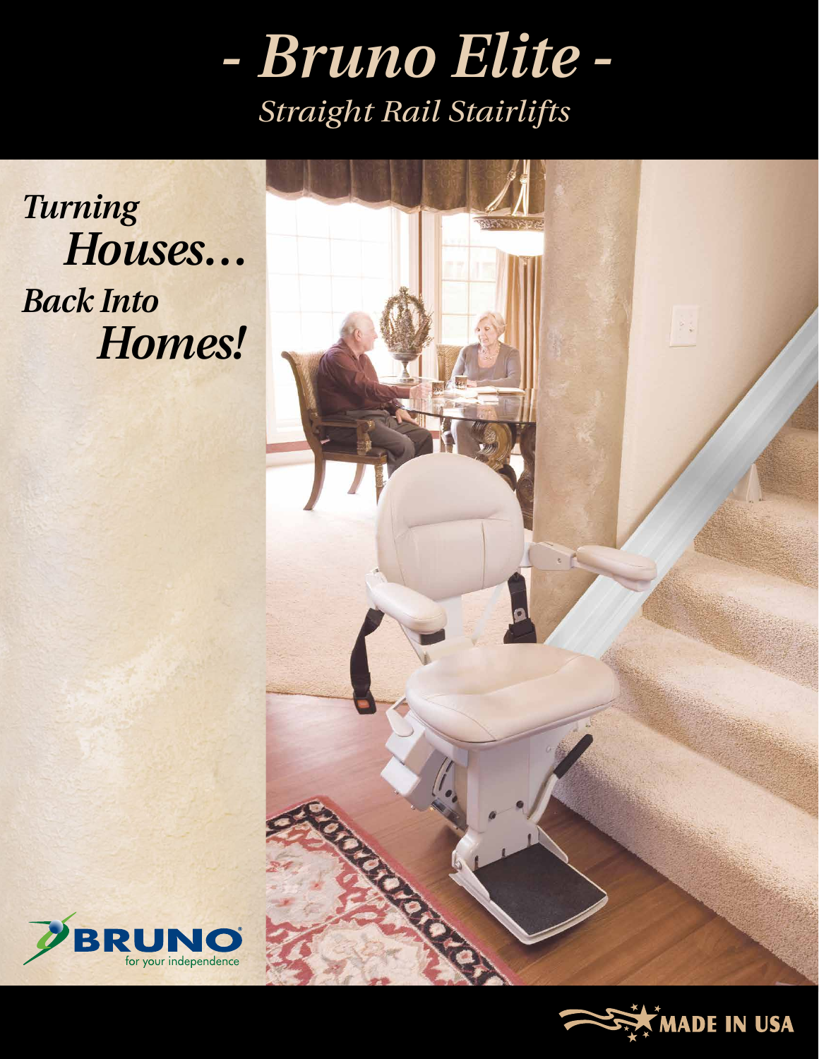# - Bruno Elite -

## *Straight Rail Stairlifts*

***Turning Houses… Back Into Homes!***

BRUNO
for your independence

MADE IN USA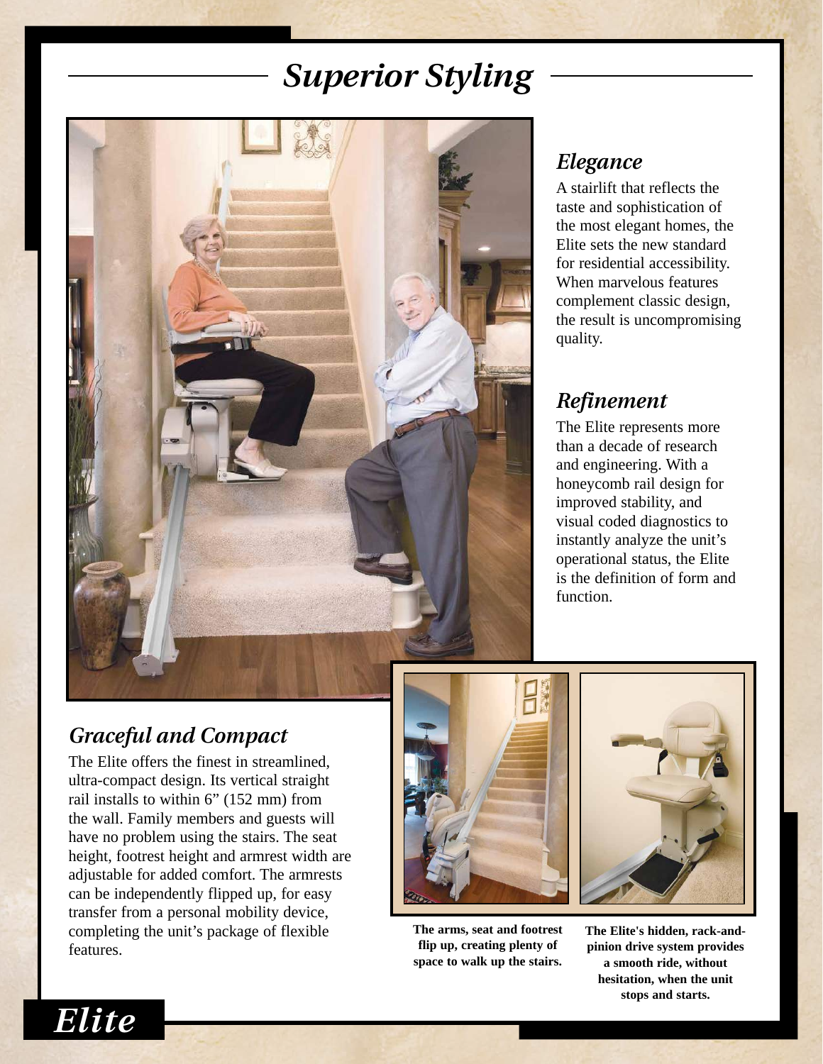# Superior Styling

## Elegance

A stairlift that reflects the taste and sophistication of the most elegant homes, the Elite sets the new standard for residential accessibility. When marvelous features complement classic design, the result is uncompromising quality.

## Refinement

The Elite represents more than a decade of research and engineering. With a honeycomb rail design for improved stability, and visual coded diagnostics to instantly analyze the unit's operational status, the Elite is the definition of form and function.

## Graceful and Compact

The Elite offers the finest in streamlined, ultra-compact design. Its vertical straight rail installs to within 6” (152 mm) from the wall. Family members and guests will have no problem using the stairs. The seat height, footrest height and armrest width are adjustable for added comfort. The armrests can be independently flipped up, for easy transfer from a personal mobility device, completing the unit's package of flexible features.

**The arms, seat and footrest flip up, creating plenty of space to walk up the stairs.**

**The Elite's hidden, rack-and-pinion drive system provides a smooth ride, without hesitation, when the unit stops and starts.**

*Elite*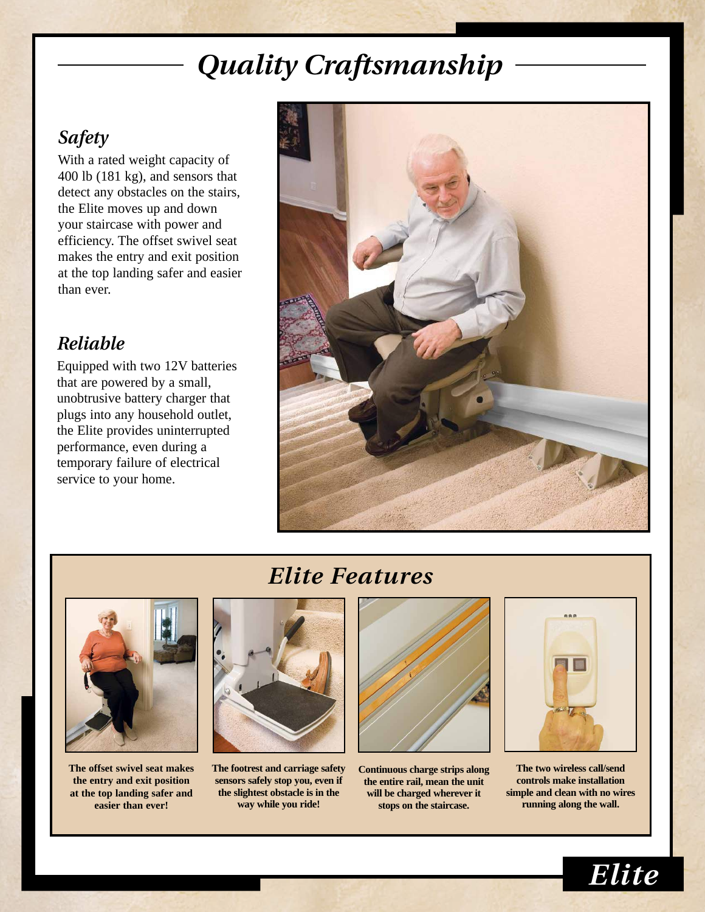# Quality Craftsmanship

## Safety

With a rated weight capacity of 400 lb (181 kg), and sensors that detect any obstacles on the stairs, the Elite moves up and down your staircase with power and efficiency. The offset swivel seat makes the entry and exit position at the top landing safer and easier than ever.

## Reliable

Equipped with two 12V batteries that are powered by a small, unobtrusive battery charger that plugs into any household outlet, the Elite provides uninterrupted performance, even during a temporary failure of electrical service to your home.

## Elite Features

**The offset swivel seat makes the entry and exit position at the top landing safer and easier than ever!**

**The footrest and carriage safety sensors safely stop you, even if the slightest obstacle is in the way while you ride!**

**Continuous charge strips along the entire rail, mean the unit will be charged wherever it stops on the staircase.**

**The two wireless call/send controls make installation simple and clean with no wires running along the wall.**

Elite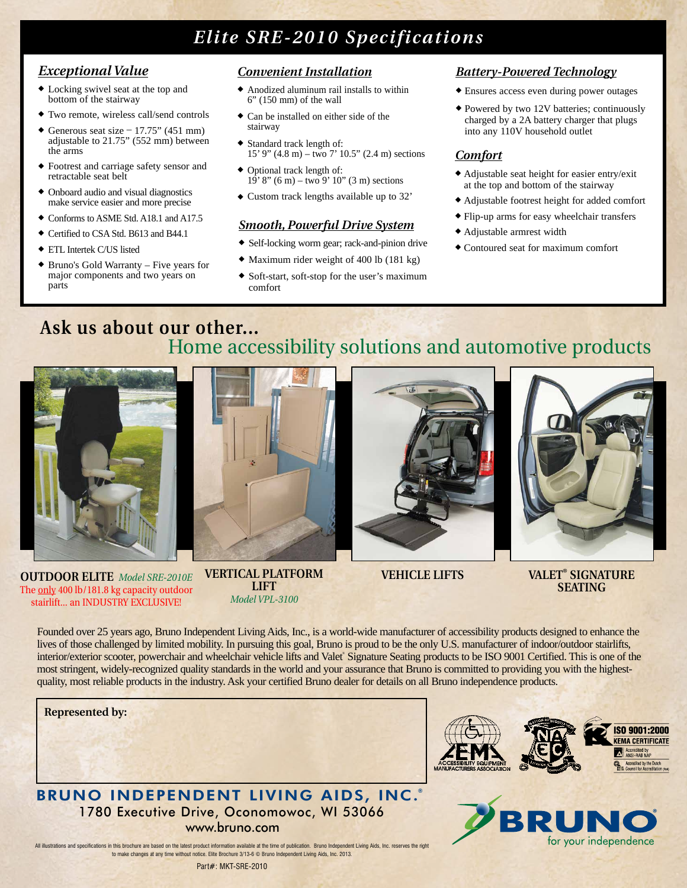# Elite SRE-2010 Specifications

## Exceptional Value

- Locking swivel seat at the top and bottom of the stairway
- Two remote, wireless call/send controls
- Generous seat size – 17.75” (451 mm) adjustable to 21.75” (552 mm) between the arms
- Footrest and carriage safety sensor and retractable seat belt
- Onboard audio and visual diagnostics make service easier and more precise
- Conforms to ASME Std. A18.1 and A17.5
- Certified to CSA Std. B613 and B44.1
- ETL Intertek C/US listed
- Bruno's Gold Warranty – Five years for major components and two years on parts

## Convenient Installation

- Anodized aluminum rail installs to within 6” (150 mm) of the wall
- Can be installed on either side of the stairway
- Standard track length of: 15’ 9” (4.8 m) – two 7’ 10.5” (2.4 m) sections
- Optional track length of: 19’ 8” (6 m) – two 9’ 10” (3 m) sections
- Custom track lengths available up to 32’

## Smooth, Powerful Drive System

- Self-locking worm gear; rack-and-pinion drive
- Maximum rider weight of 400 lb (181 kg)
- Soft-start, soft-stop for the user’s maximum comfort

## Battery-Powered Technology

- Ensures access even during power outages
- Powered by two 12V batteries; continuously charged by a 2A battery charger that plugs into any 110V household outlet

## Comfort

- Adjustable seat height for easier entry/exit at the top and bottom of the stairway
- Adjustable footrest height for added comfort
- Flip-up arms for easy wheelchair transfers
- Adjustable armrest width
- Contoured seat for maximum comfort

# Ask us about our other...

## Home accessibility solutions and automotive products

**OUTDOOR ELITE** *Model SRE-2010E*
The only 400 lb/181.8 kg capacity outdoor stairlift... an INDUSTRY EXCLUSIVE!

**VERTICAL PLATFORM LIFT**
*Model VPL-3100*

**VEHICLE LIFTS**

**VALET® SIGNATURE SEATING**

Founded over 25 years ago, Bruno Independent Living Aids, Inc., is a world-wide manufacturer of accessibility products designed to enhance the lives of those challenged by limited mobility. In pursuing this goal, Bruno is proud to be the only U.S. manufacturer of indoor/outdoor stairlifts, interior/exterior scooter, powerchair and wheelchair vehicle lifts and Valet® Signature Seating products to be ISO 9001 Certified. This is one of the most stringent, widely-recognized quality standards in the world and your assurance that Bruno is committed to providing you with the highest-quality, most reliable products in the industry. Ask your certified Bruno dealer for details on all Bruno independence products.

**Represented by:**

AEMA Accessibility Equipment Manufacturers Association

NAEC

ISO 9001:2000
KEMA CERTIFICATE
Accredited by ANSI-RAB NAP
Accredited by the Dutch Council for Accreditation (RvA)

**BRUNO INDEPENDENT LIVING AIDS, INC.®**
1780 Executive Drive, Oconomowoc, WI 53066
www.bruno.com

BRUNO® for your independence

All illustrations and specifications in this brochure are based on the latest product information available at the time of publication. Bruno Independent Living Aids, Inc. reserves the right to make changes at any time without notice. Elite Brochure 3/13-6 © Bruno Independent Living Aids, Inc. 2013.

Part#: MKT-SRE-2010